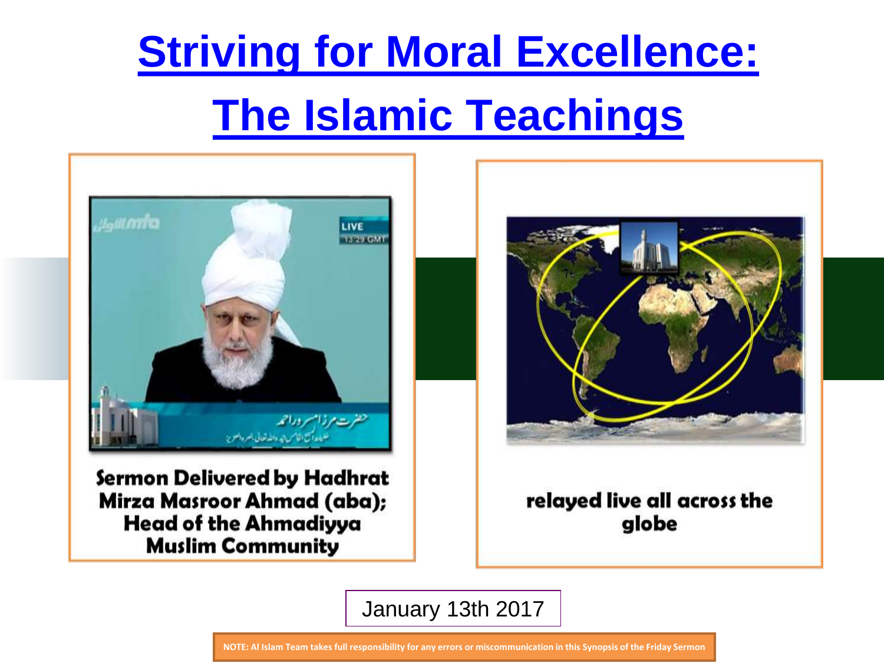# Striving for Moral Excellence:

# The Islamic Teachings

**Sermon Delivered by Hadhrat Mirza Masroor Ahmad (aba); Head of the Ahmadiyya Muslim Community**

**relayed live all across the globe**

January 13th 2017

**NOTE: Al Islam Team takes full responsibility for any errors or miscommunication in this Synopsis of the Friday Sermon**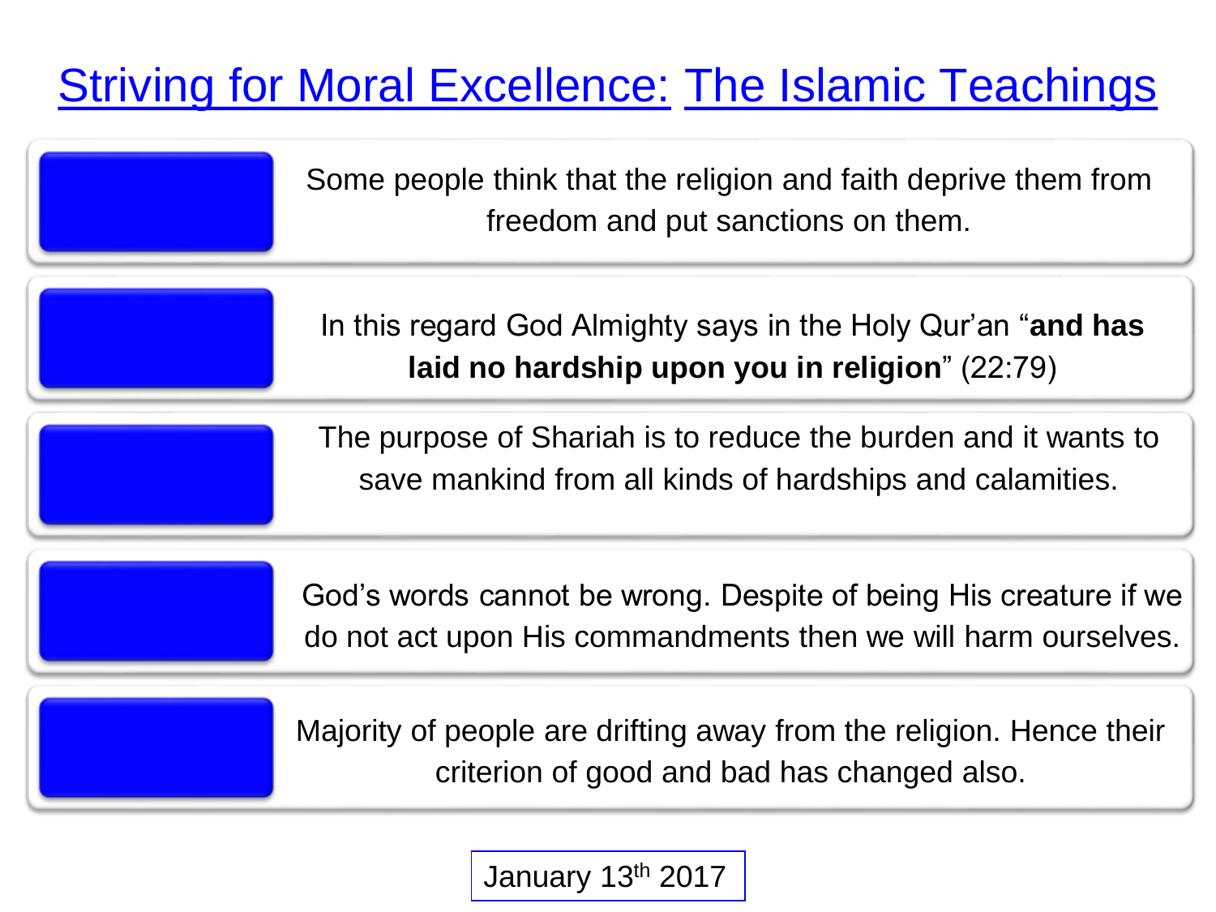# Striving for Moral Excellence: The Islamic Teachings

Some people think that the religion and faith deprive them from freedom and put sanctions on them.

In this regard God Almighty says in the Holy Qur'an "**and has laid no hardship upon you in religion**" (22:79)

The purpose of Shariah is to reduce the burden and it wants to save mankind from all kinds of hardships and calamities.

God's words cannot be wrong. Despite of being His creature if we do not act upon His commandments then we will harm ourselves.

Majority of people are drifting away from the religion. Hence their criterion of good and bad has changed also.

January 13th 2017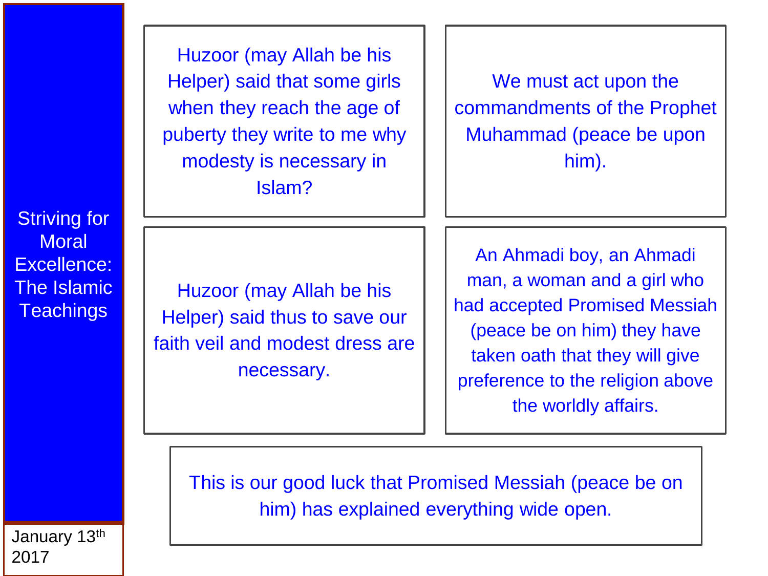Striving for Moral Excellence: The Islamic Teachings

January 13th 2017

Huzoor (may Allah be his Helper) said that some girls when they reach the age of puberty they write to me why modesty is necessary in Islam?

We must act upon the commandments of the Prophet Muhammad (peace be upon him).

Huzoor (may Allah be his Helper) said thus to save our faith veil and modest dress are necessary.

An Ahmadi boy, an Ahmadi man, a woman and a girl who had accepted Promised Messiah (peace be on him) they have taken oath that they will give preference to the religion above the worldly affairs.

This is our good luck that Promised Messiah (peace be on him) has explained everything wide open.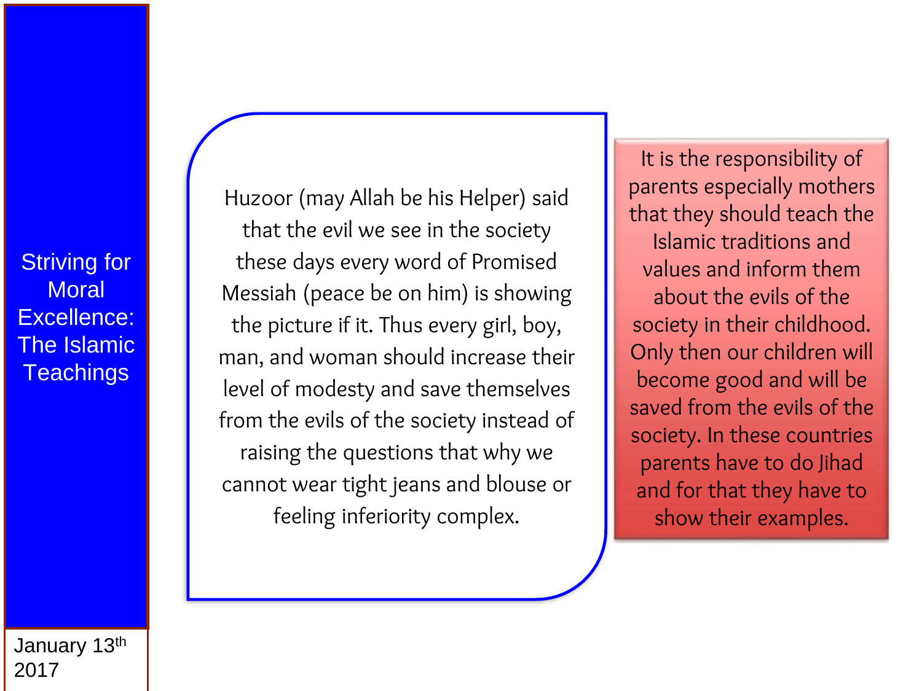Striving for Moral Excellence: The Islamic Teachings

January 13th 2017

Huzoor (may Allah be his Helper) said that the evil we see in the society these days every word of Promised Messiah (peace be on him) is showing the picture if it. Thus every girl, boy, man, and woman should increase their level of modesty and save themselves from the evils of the society instead of raising the questions that why we cannot wear tight jeans and blouse or feeling inferiority complex.

It is the responsibility of parents especially mothers that they should teach the Islamic traditions and values and inform them about the evils of the society in their childhood. Only then our children will become good and will be saved from the evils of the society. In these countries parents have to do Jihad and for that they have to show their examples.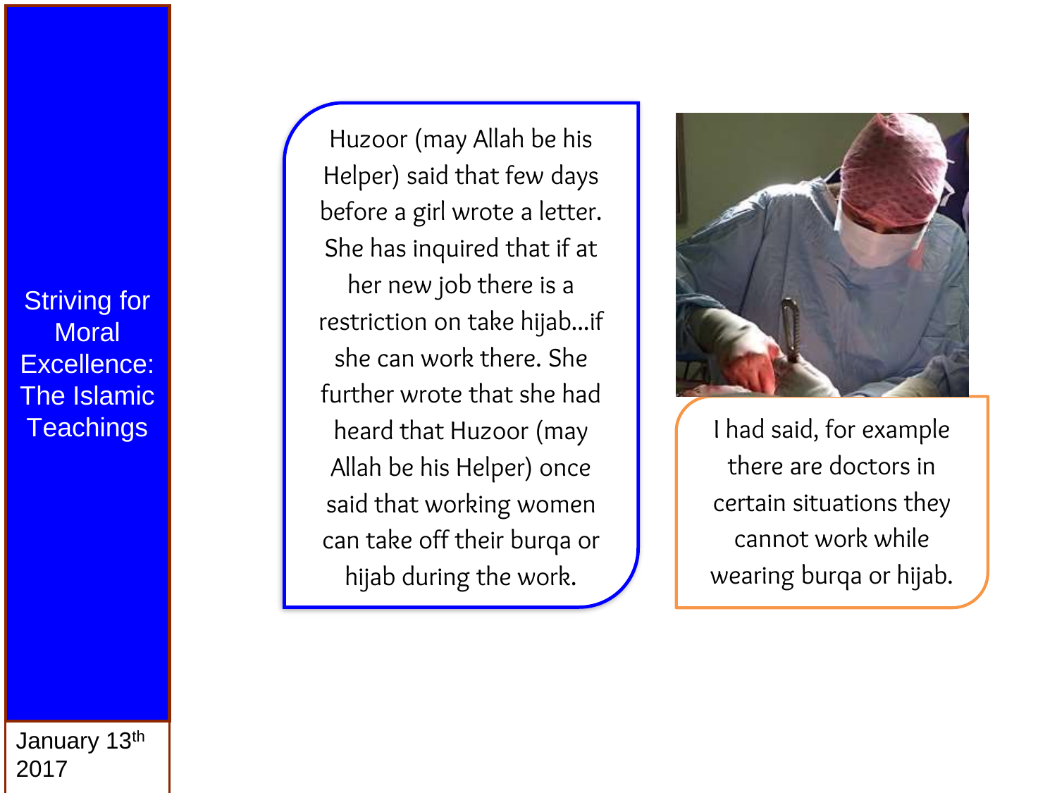Striving for Moral Excellence: The Islamic Teachings

January 13th 2017

Huzoor (may Allah be his Helper) said that few days before a girl wrote a letter. She has inquired that if at her new job there is a restriction on take hijab…if she can work there. She further wrote that she had heard that Huzoor (may Allah be his Helper) once said that working women can take off their burqa or hijab during the work.

I had said, for example there are doctors in certain situations they cannot work while wearing burqa or hijab.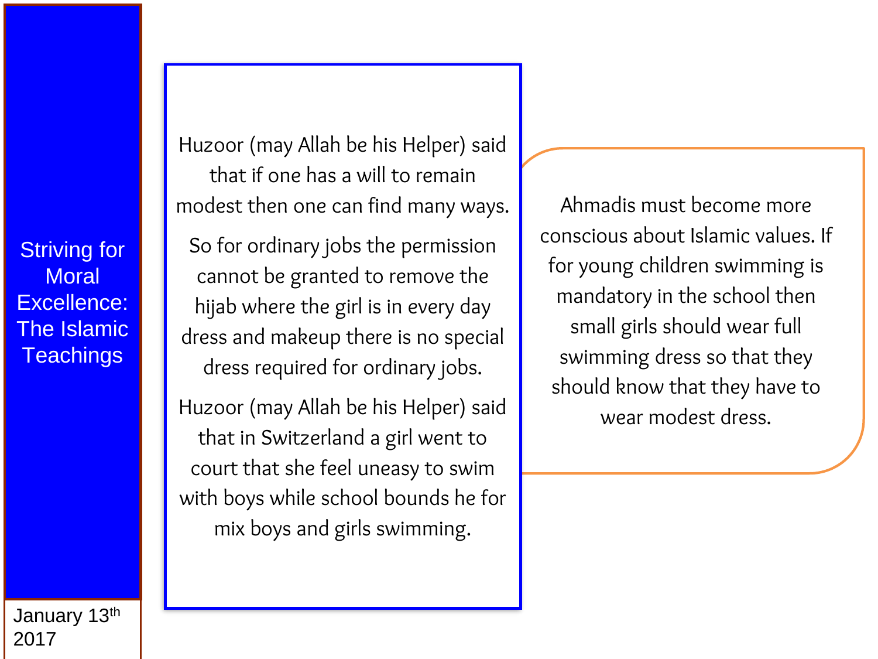# Striving for Moral Excellence: The Islamic Teachings

January 13th 2017

Huzoor (may Allah be his Helper) said that if one has a will to remain modest then one can find many ways.

So for ordinary jobs the permission cannot be granted to remove the hijab where the girl is in every day dress and makeup there is no special dress required for ordinary jobs.

Huzoor (may Allah be his Helper) said that in Switzerland a girl went to court that she feel uneasy to swim with boys while school bounds he for mix boys and girls swimming.

Ahmadis must become more conscious about Islamic values. If for young children swimming is mandatory in the school then small girls should wear full swimming dress so that they should know that they have to wear modest dress.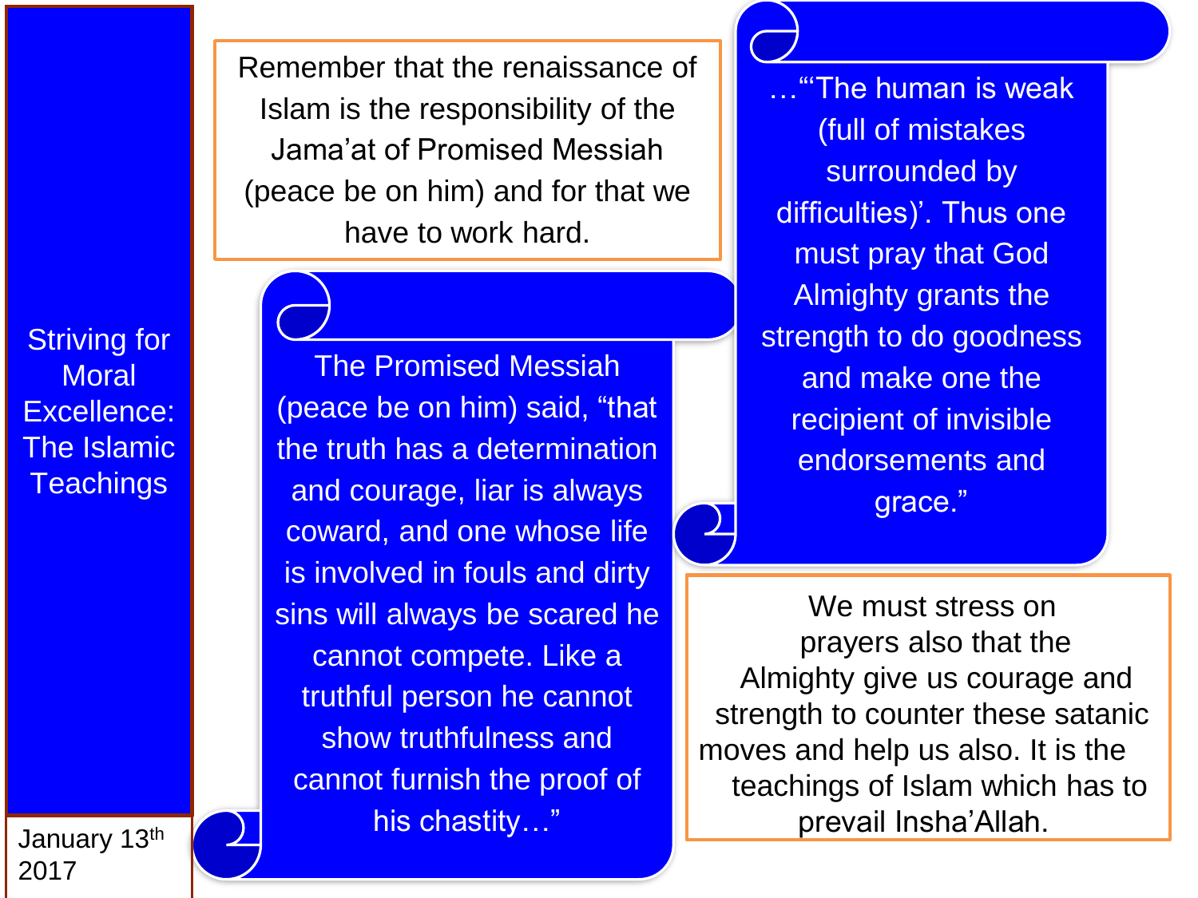Striving for Moral Excellence: The Islamic Teachings

January 13th 2017

Remember that the renaissance of Islam is the responsibility of the Jama'at of Promised Messiah (peace be on him) and for that we have to work hard.

The Promised Messiah (peace be on him) said, "that the truth has a determination and courage, liar is always coward, and one whose life is involved in fouls and dirty sins will always be scared he cannot compete. Like a truthful person he cannot show truthfulness and cannot furnish the proof of his chastity…"

…"'The human is weak (full of mistakes surrounded by difficulties)'. Thus one must pray that God Almighty grants the strength to do goodness and make one the recipient of invisible endorsements and grace."

We must stress on prayers also that the Almighty give us courage and strength to counter these satanic moves and help us also. It is the teachings of Islam which has to prevail Insha'Allah.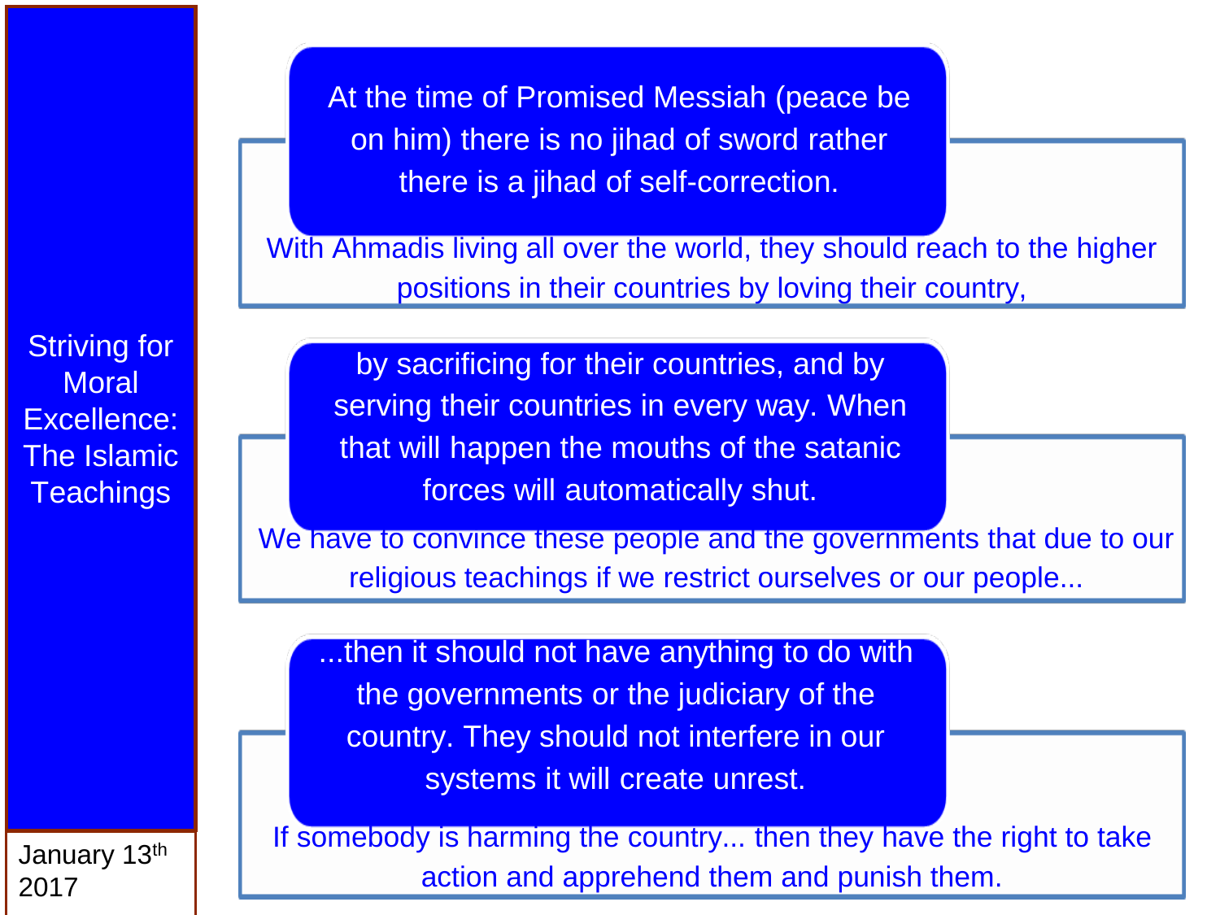# Striving for Moral Excellence: The Islamic Teachings

January 13th 2017

At the time of Promised Messiah (peace be on him) there is no jihad of sword rather there is a jihad of self-correction.

With Ahmadis living all over the world, they should reach to the higher positions in their countries by loving their country,

by sacrificing for their countries, and by serving their countries in every way. When that will happen the mouths of the satanic forces will automatically shut.

We have to convince these people and the governments that due to our religious teachings if we restrict ourselves or our people...

...then it should not have anything to do with the governments or the judiciary of the country. They should not interfere in our systems it will create unrest.

If somebody is harming the country... then they have the right to take action and apprehend them and punish them.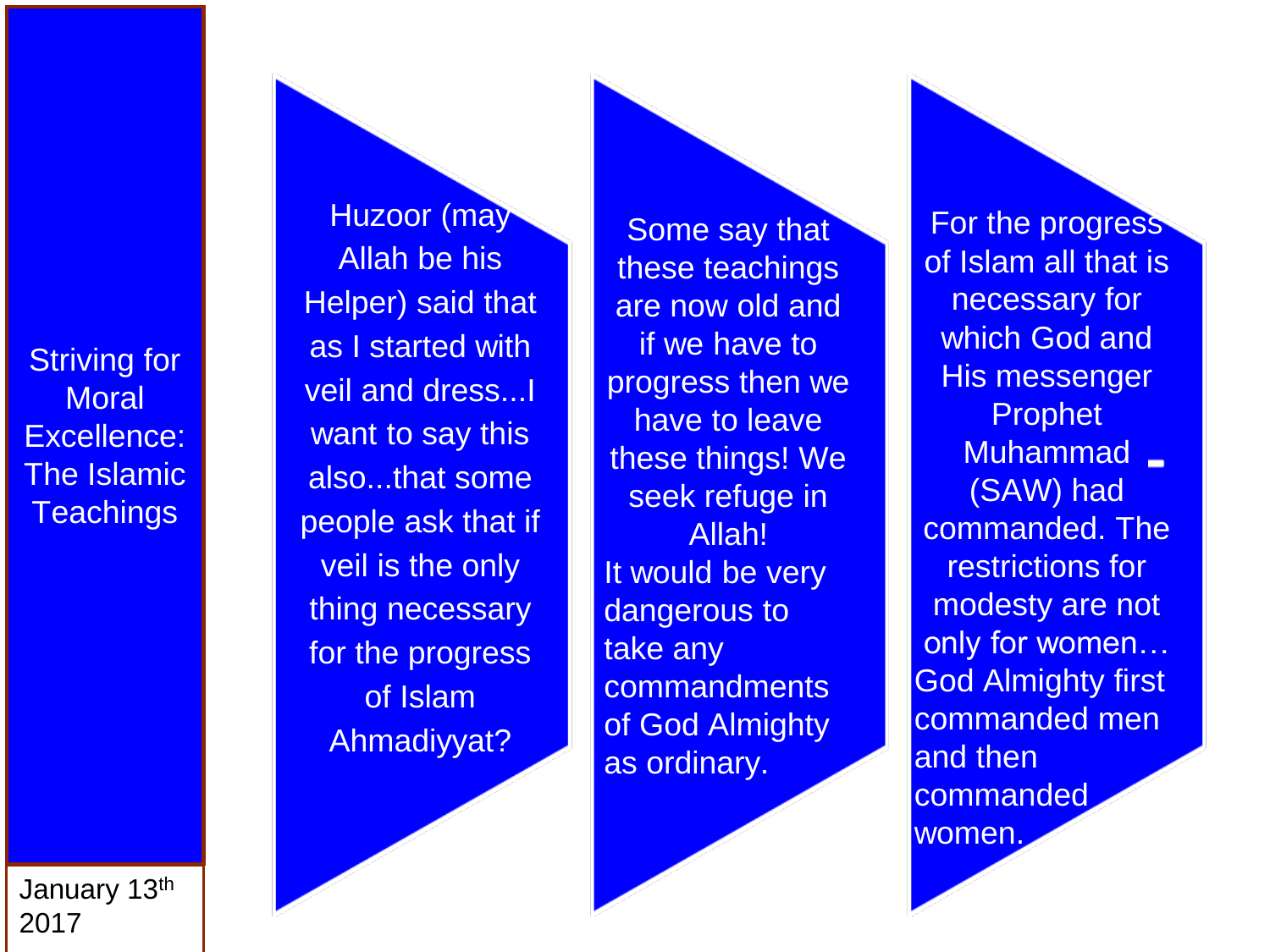Striving for Moral Excellence: The Islamic Teachings

January 13th 2017

Huzoor (may Allah be his Helper) said that as I started with veil and dress...I want to say this also...that some people ask that if veil is the only thing necessary for the progress of Islam Ahmadiyyat?

Some say that these teachings are now old and if we have to progress then we have to leave these things! We seek refuge in Allah!

It would be very dangerous to take any commandments of God Almighty as ordinary.

For the progress of Islam all that is necessary for which God and His messenger Prophet Muhammad (SAW) had commanded. The restrictions for modesty are not only for women… God Almighty first commanded men and then commanded women.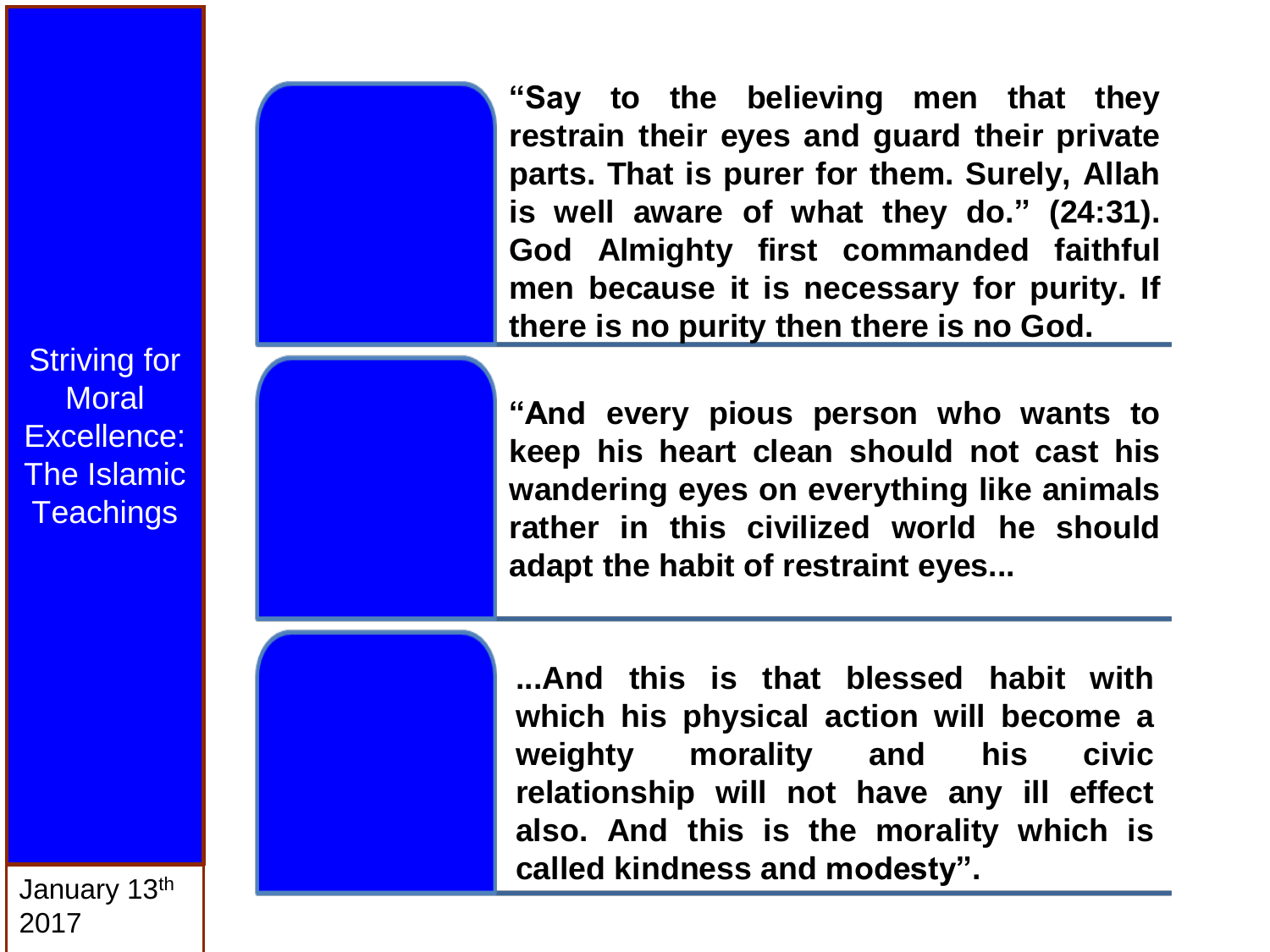Striving for Moral Excellence: The Islamic Teachings

**"Say to the believing men that they restrain their eyes and guard their private parts. That is purer for them. Surely, Allah is well aware of what they do." (24:31). God Almighty first commanded faithful men because it is necessary for purity. If there is no purity then there is no God.**

**"And every pious person who wants to keep his heart clean should not cast his wandering eyes on everything like animals rather in this civilized world he should adapt the habit of restraint eyes...**

**...And this is that blessed habit with which his physical action will become a weighty morality and his civic relationship will not have any ill effect also. And this is the morality which is called kindness and modesty".**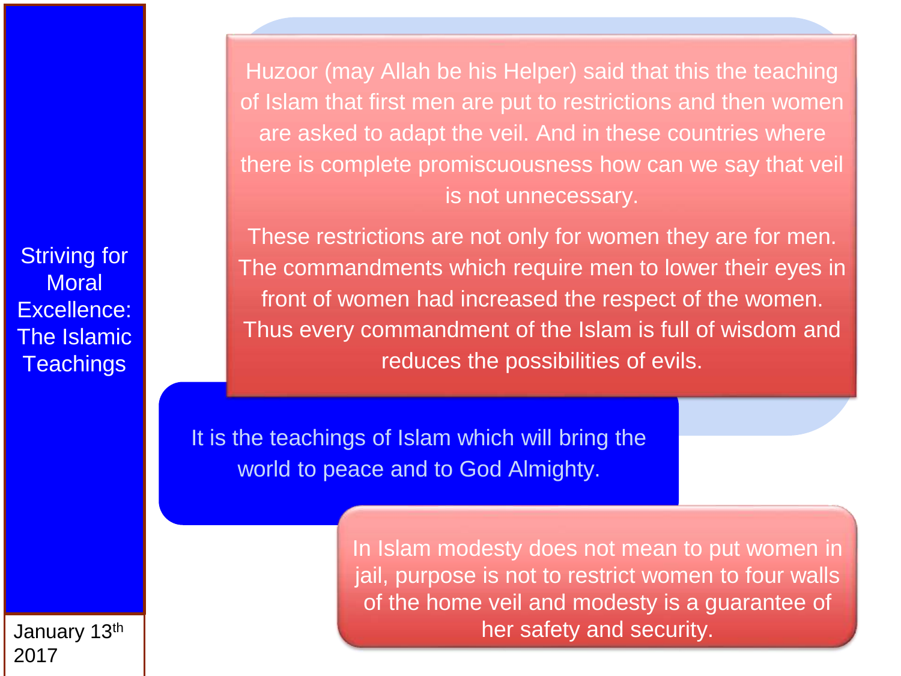Striving for Moral Excellence: The Islamic Teachings

Huzoor (may Allah be his Helper) said that this the teaching of Islam that first men are put to restrictions and then women are asked to adapt the veil. And in these countries where there is complete promiscuousness how can we say that veil is not unnecessary.

These restrictions are not only for women they are for men. The commandments which require men to lower their eyes in front of women had increased the respect of the women. Thus every commandment of the Islam is full of wisdom and reduces the possibilities of evils.

It is the teachings of Islam which will bring the world to peace and to God Almighty.

In Islam modesty does not mean to put women in jail, purpose is not to restrict women to four walls of the home veil and modesty is a guarantee of her safety and security.

January 13th 2017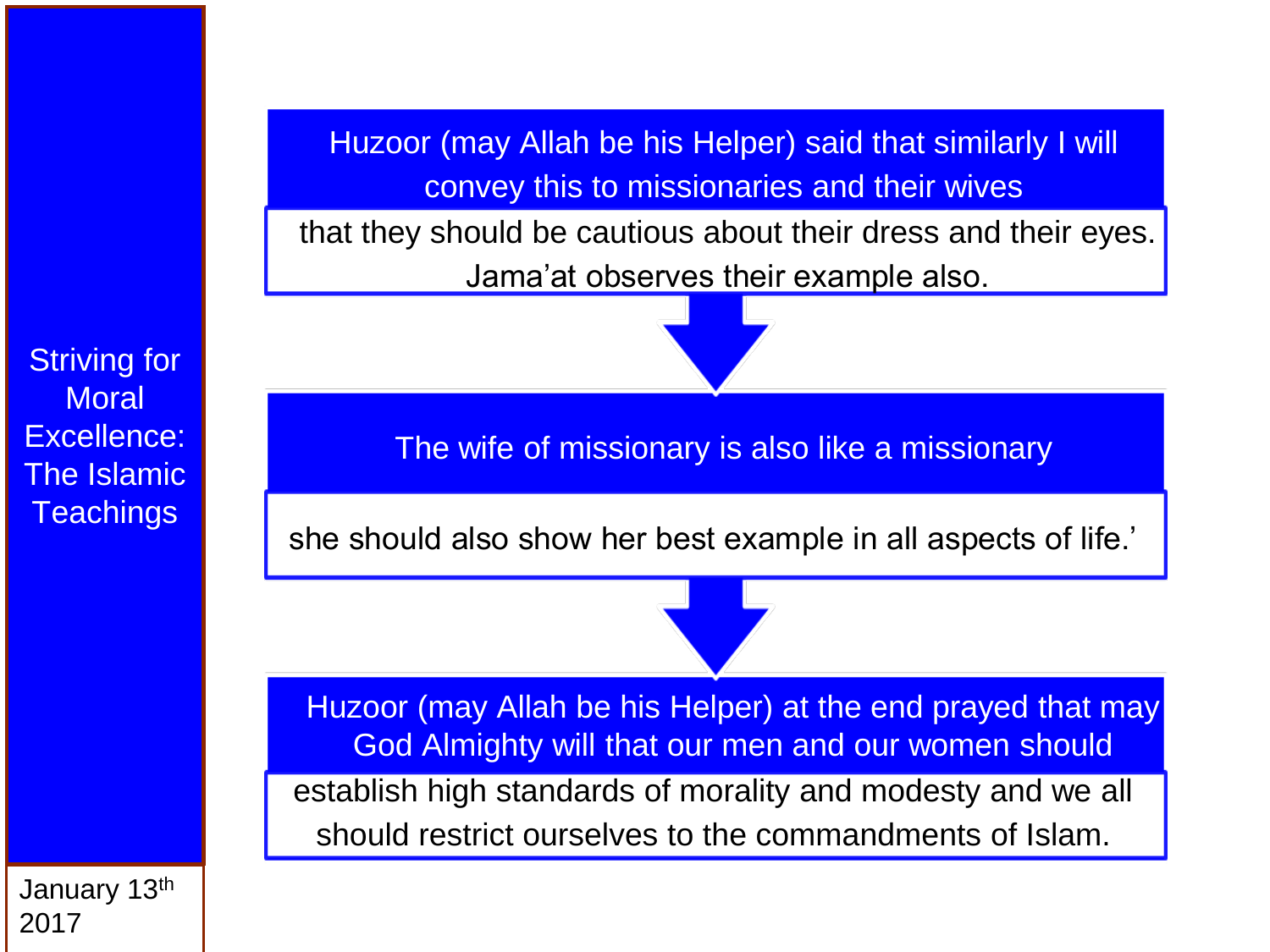Striving for Moral Excellence: The Islamic Teachings

January 13th 2017

Huzoor (may Allah be his Helper) said that similarly I will convey this to missionaries and their wives

that they should be cautious about their dress and their eyes. Jama'at observes their example also.

The wife of missionary is also like a missionary

she should also show her best example in all aspects of life.'

Huzoor (may Allah be his Helper) at the end prayed that may God Almighty will that our men and our women should

establish high standards of morality and modesty and we all should restrict ourselves to the commandments of Islam.